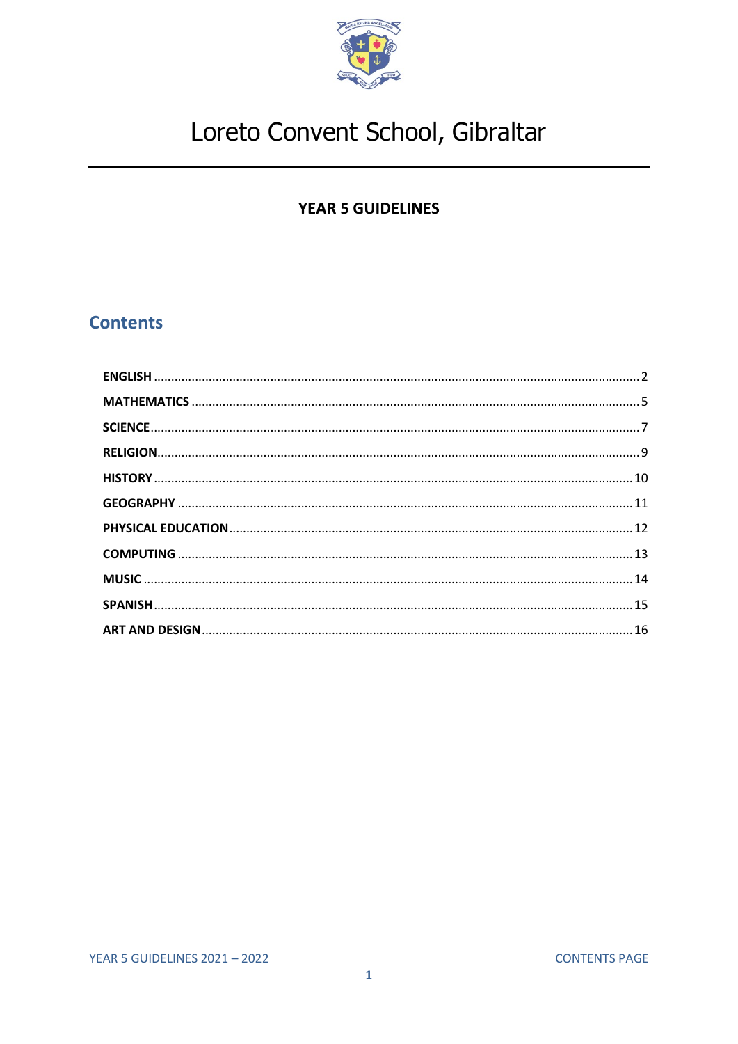# Loreto Convent School, Gibraltar

## YEAR 5 GUIDELINES

## Contents

| | |
|---|---|
| **ENGLISH** | 2 |
| **MATHEMATICS** | 5 |
| **SCIENCE** | 7 |
| **RELIGION** | 9 |
| **HISTORY** | 10 |
| **GEOGRAPHY** | 11 |
| **PHYSICAL EDUCATION** | 12 |
| **COMPUTING** | 13 |
| **MUSIC** | 14 |
| **SPANISH** | 15 |
| **ART AND DESIGN** | 16 |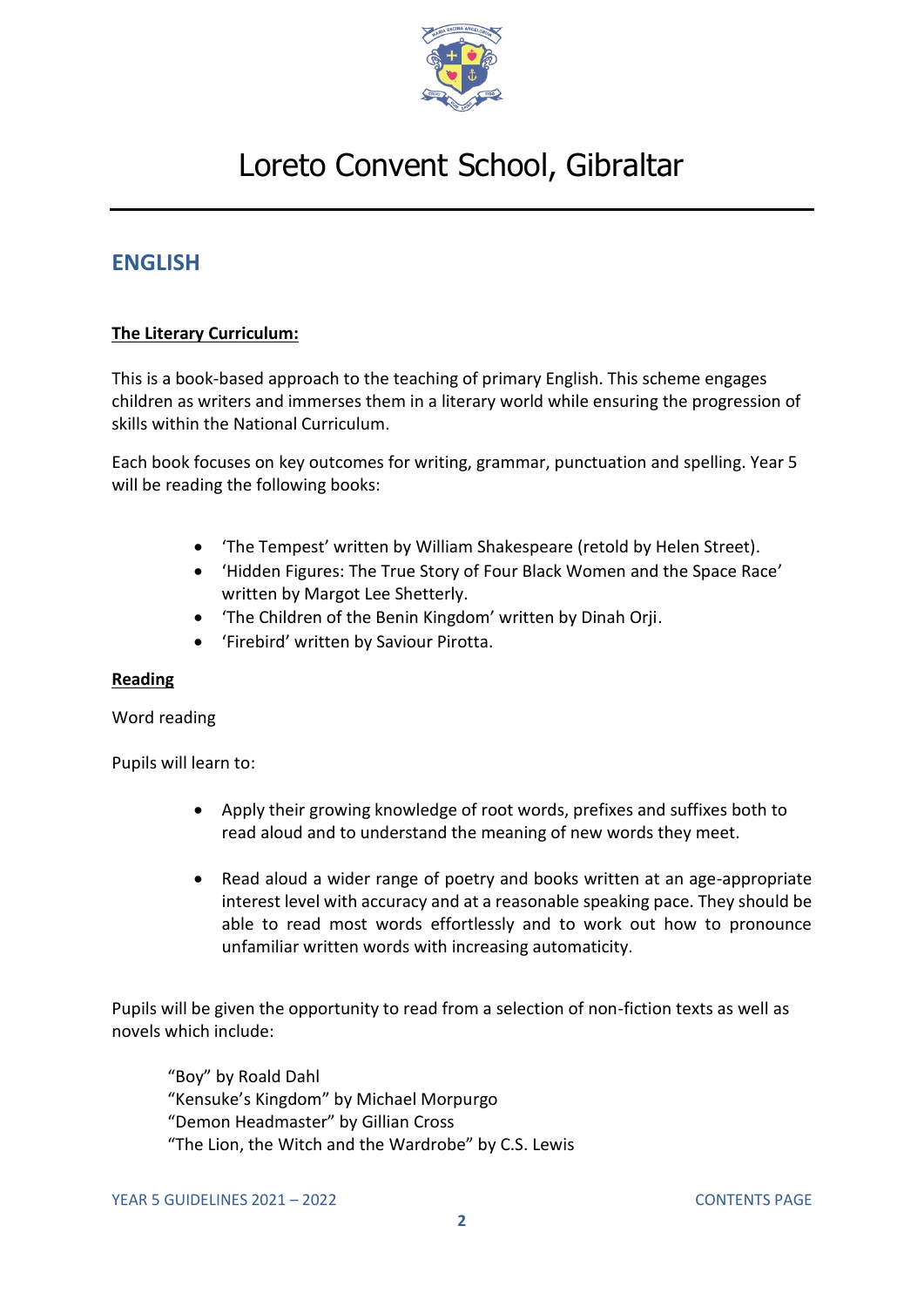# Loreto Convent School, Gibraltar

## ENGLISH

**The Literary Curriculum:**

This is a book-based approach to the teaching of primary English. This scheme engages children as writers and immerses them in a literary world while ensuring the progression of skills within the National Curriculum.

Each book focuses on key outcomes for writing, grammar, punctuation and spelling. Year 5 will be reading the following books:

- 'The Tempest' written by William Shakespeare (retold by Helen Street).
- 'Hidden Figures: The True Story of Four Black Women and the Space Race' written by Margot Lee Shetterly.
- 'The Children of the Benin Kingdom' written by Dinah Orji.
- 'Firebird' written by Saviour Pirotta.

**Reading**

Word reading

Pupils will learn to:

- Apply their growing knowledge of root words, prefixes and suffixes both to read aloud and to understand the meaning of new words they meet.
- Read aloud a wider range of poetry and books written at an age-appropriate interest level with accuracy and at a reasonable speaking pace. They should be able to read most words effortlessly and to work out how to pronounce unfamiliar written words with increasing automaticity.

Pupils will be given the opportunity to read from a selection of non-fiction texts as well as novels which include:

"Boy" by Roald Dahl
"Kensuke's Kingdom" by Michael Morpurgo
"Demon Headmaster" by Gillian Cross
"The Lion, the Witch and the Wardrobe" by C.S. Lewis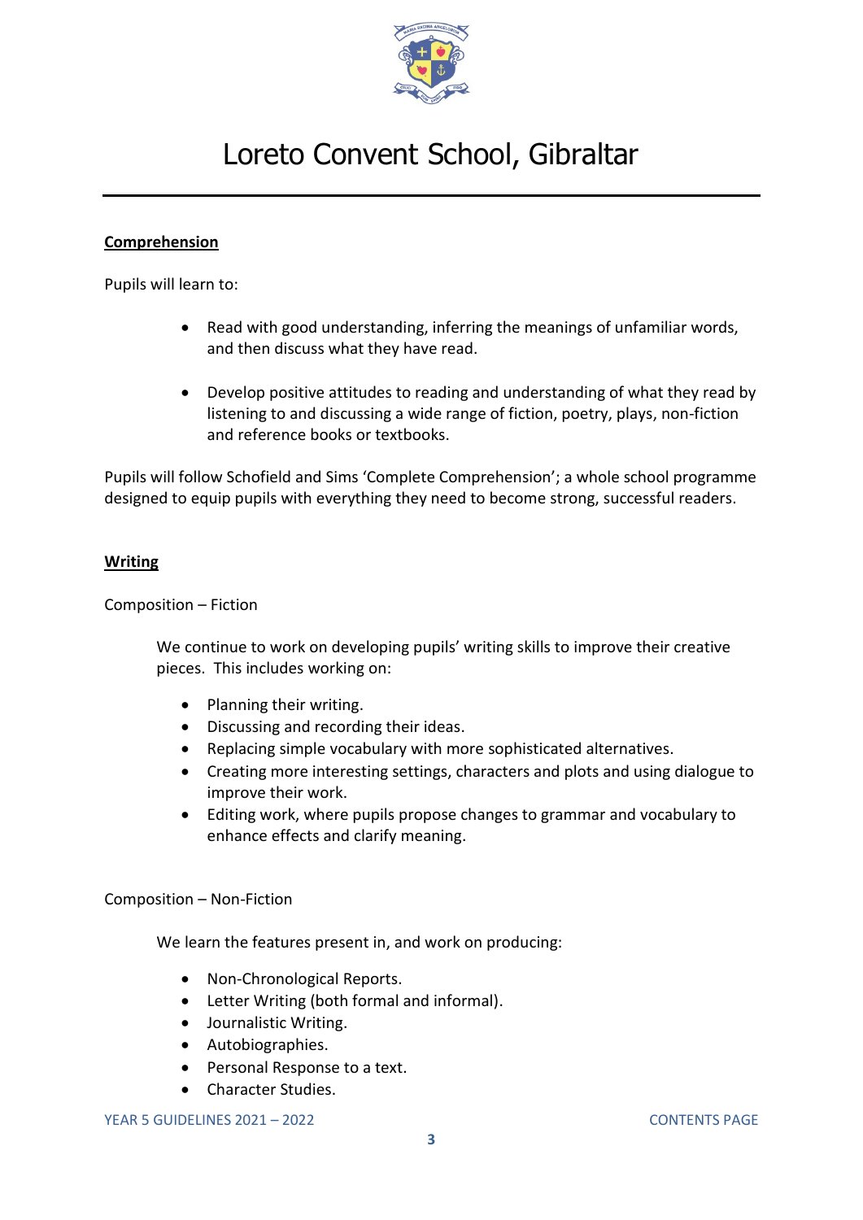## Comprehension

Pupils will learn to:

- Read with good understanding, inferring the meanings of unfamiliar words, and then discuss what they have read.
- Develop positive attitudes to reading and understanding of what they read by listening to and discussing a wide range of fiction, poetry, plays, non-fiction and reference books or textbooks.

Pupils will follow Schofield and Sims 'Complete Comprehension'; a whole school programme designed to equip pupils with everything they need to become strong, successful readers.

## Writing

Composition – Fiction

We continue to work on developing pupils' writing skills to improve their creative pieces. This includes working on:

- Planning their writing.
- Discussing and recording their ideas.
- Replacing simple vocabulary with more sophisticated alternatives.
- Creating more interesting settings, characters and plots and using dialogue to improve their work.
- Editing work, where pupils propose changes to grammar and vocabulary to enhance effects and clarify meaning.

Composition – Non-Fiction

We learn the features present in, and work on producing:

- Non-Chronological Reports.
- Letter Writing (both formal and informal).
- Journalistic Writing.
- Autobiographies.
- Personal Response to a text.
- Character Studies.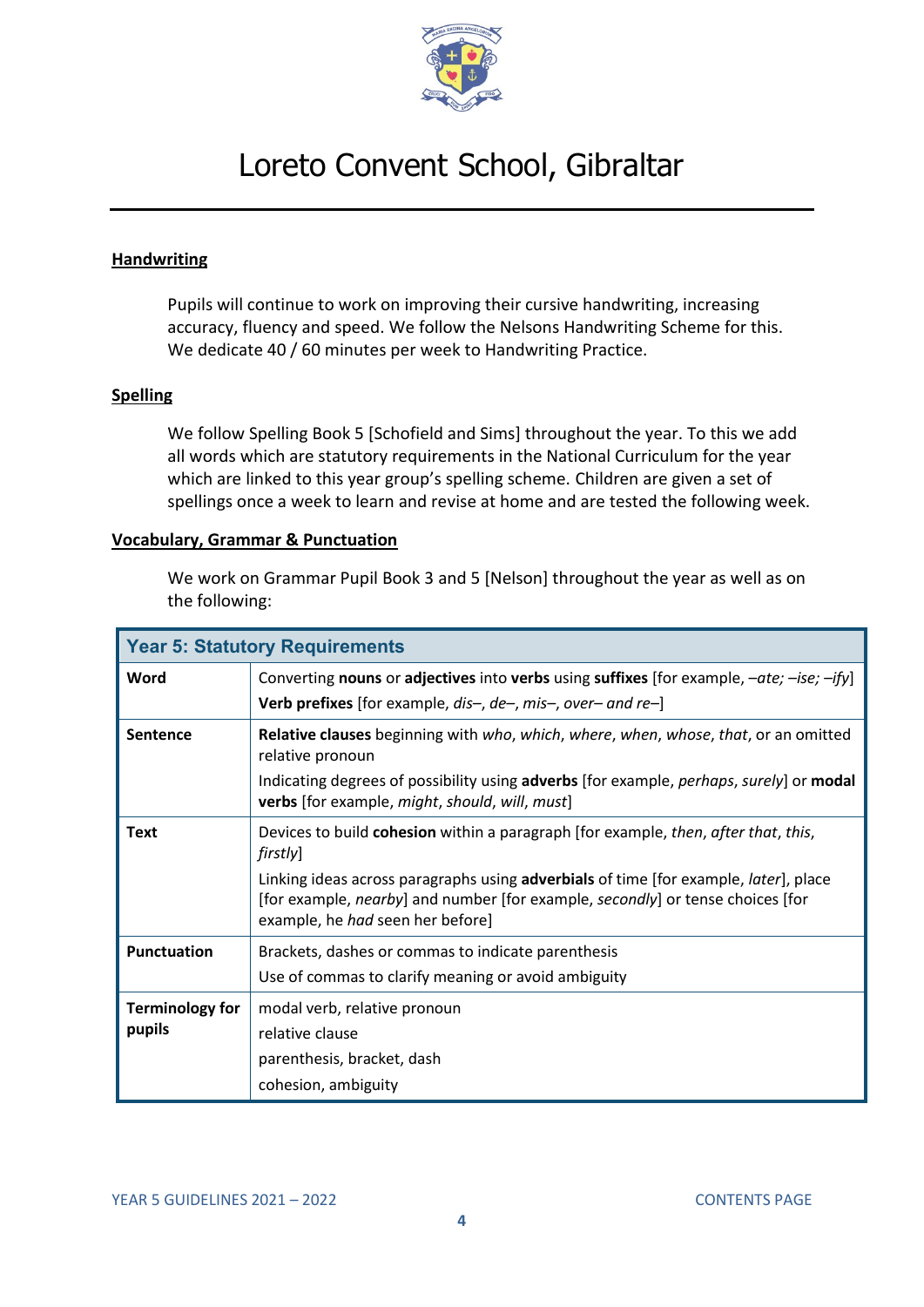## Handwriting

Pupils will continue to work on improving their cursive handwriting, increasing accuracy, fluency and speed. We follow the Nelsons Handwriting Scheme for this. We dedicate 40 / 60 minutes per week to Handwriting Practice.

## Spelling

We follow Spelling Book 5 [Schofield and Sims] throughout the year. To this we add all words which are statutory requirements in the National Curriculum for the year which are linked to this year group's spelling scheme. Children are given a set of spellings once a week to learn and revise at home and are tested the following week.

## Vocabulary, Grammar & Punctuation

We work on Grammar Pupil Book 3 and 5 [Nelson] throughout the year as well as on the following:

| Year 5: Statutory Requirements | |
|---|---|
| **Word** | Converting **nouns** or **adjectives** into **verbs** using **suffixes** [for example, *–ate; –ise; –ify*]<br>**Verb prefixes** [for example, *dis–, de–, mis–, over– and re–*] |
| **Sentence** | **Relative clauses** beginning with *who*, *which*, *where*, *when*, *whose*, *that*, or an omitted relative pronoun<br>Indicating degrees of possibility using **adverbs** [for example, *perhaps*, *surely*] or **modal verbs** [for example, *might*, *should*, *will*, *must*] |
| **Text** | Devices to build **cohesion** within a paragraph [for example, *then*, *after that*, *this*, *firstly*]<br>Linking ideas across paragraphs using **adverbials** of time [for example, *later*], place [for example, *nearby*] and number [for example, *secondly*] or tense choices [for example, he *had* seen her before] |
| **Punctuation** | Brackets, dashes or commas to indicate parenthesis<br>Use of commas to clarify meaning or avoid ambiguity |
| **Terminology for pupils** | modal verb, relative pronoun<br>relative clause<br>parenthesis, bracket, dash<br>cohesion, ambiguity |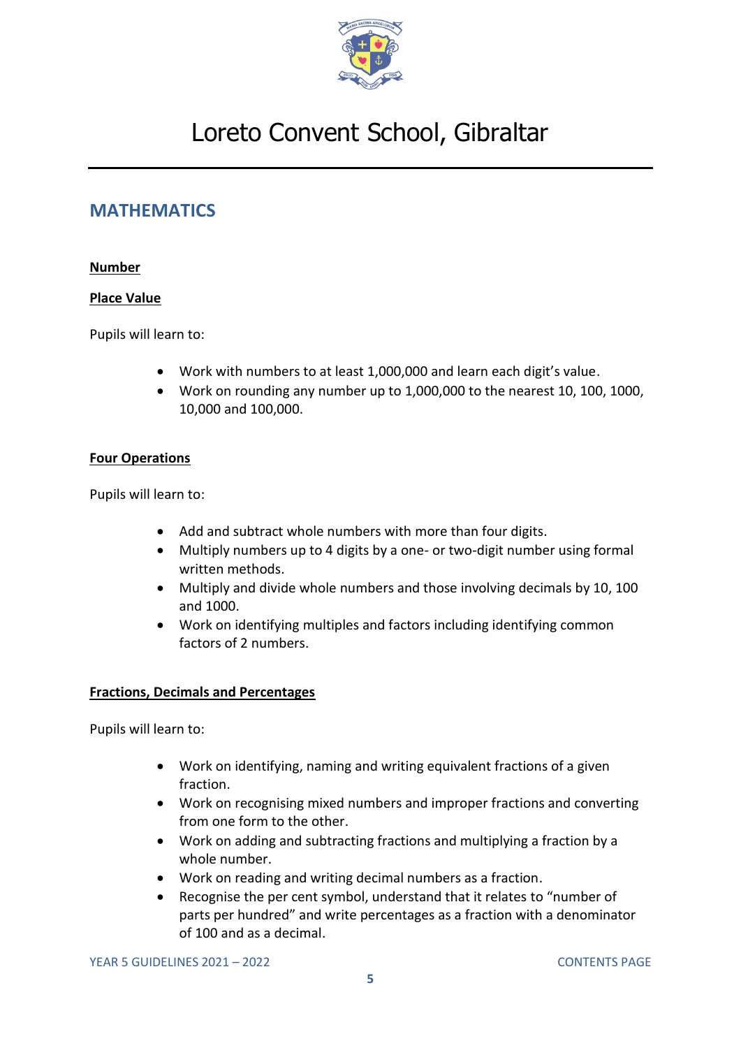# Loreto Convent School, Gibraltar

## MATHEMATICS

**Number**

**Place Value**

Pupils will learn to:

- Work with numbers to at least 1,000,000 and learn each digit's value.
- Work on rounding any number up to 1,000,000 to the nearest 10, 100, 1000, 10,000 and 100,000.

**Four Operations**

Pupils will learn to:

- Add and subtract whole numbers with more than four digits.
- Multiply numbers up to 4 digits by a one- or two-digit number using formal written methods.
- Multiply and divide whole numbers and those involving decimals by 10, 100 and 1000.
- Work on identifying multiples and factors including identifying common factors of 2 numbers.

**Fractions, Decimals and Percentages**

Pupils will learn to:

- Work on identifying, naming and writing equivalent fractions of a given fraction.
- Work on recognising mixed numbers and improper fractions and converting from one form to the other.
- Work on adding and subtracting fractions and multiplying a fraction by a whole number.
- Work on reading and writing decimal numbers as a fraction.
- Recognise the per cent symbol, understand that it relates to "number of parts per hundred" and write percentages as a fraction with a denominator of 100 and as a decimal.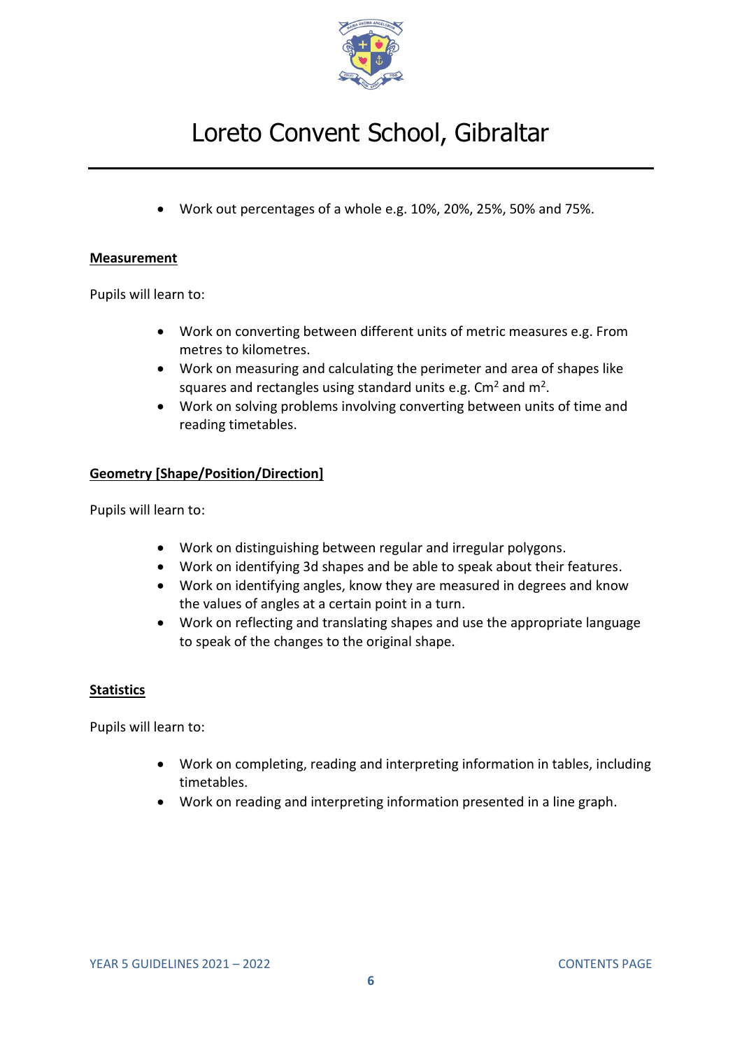- Work out percentages of a whole e.g. 10%, 20%, 25%, 50% and 75%.

**Measurement**

Pupils will learn to:

- Work on converting between different units of metric measures e.g. From metres to kilometres.
- Work on measuring and calculating the perimeter and area of shapes like squares and rectangles using standard units e.g. $Cm^2$ and $m^2$.
- Work on solving problems involving converting between units of time and reading timetables.

**Geometry [Shape/Position/Direction]**

Pupils will learn to:

- Work on distinguishing between regular and irregular polygons.
- Work on identifying 3d shapes and be able to speak about their features.
- Work on identifying angles, know they are measured in degrees and know the values of angles at a certain point in a turn.
- Work on reflecting and translating shapes and use the appropriate language to speak of the changes to the original shape.

**Statistics**

Pupils will learn to:

- Work on completing, reading and interpreting information in tables, including timetables.
- Work on reading and interpreting information presented in a line graph.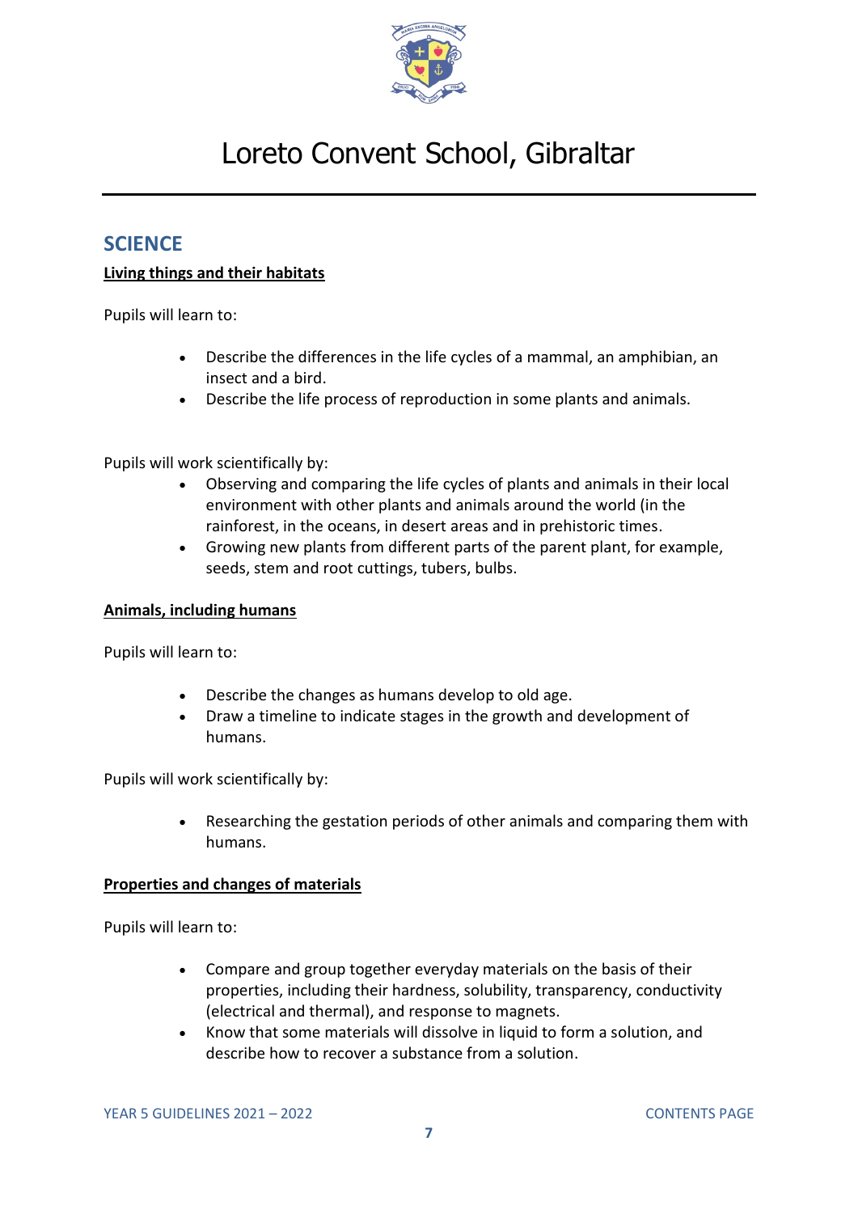# SCIENCE

**Living things and their habitats**

Pupils will learn to:

- Describe the differences in the life cycles of a mammal, an amphibian, an insect and a bird.
- Describe the life process of reproduction in some plants and animals.

Pupils will work scientifically by:

- Observing and comparing the life cycles of plants and animals in their local environment with other plants and animals around the world (in the rainforest, in the oceans, in desert areas and in prehistoric times.
- Growing new plants from different parts of the parent plant, for example, seeds, stem and root cuttings, tubers, bulbs.

**Animals, including humans**

Pupils will learn to:

- Describe the changes as humans develop to old age.
- Draw a timeline to indicate stages in the growth and development of humans.

Pupils will work scientifically by:

- Researching the gestation periods of other animals and comparing them with humans.

**Properties and changes of materials**

Pupils will learn to:

- Compare and group together everyday materials on the basis of their properties, including their hardness, solubility, transparency, conductivity (electrical and thermal), and response to magnets.
- Know that some materials will dissolve in liquid to form a solution, and describe how to recover a substance from a solution.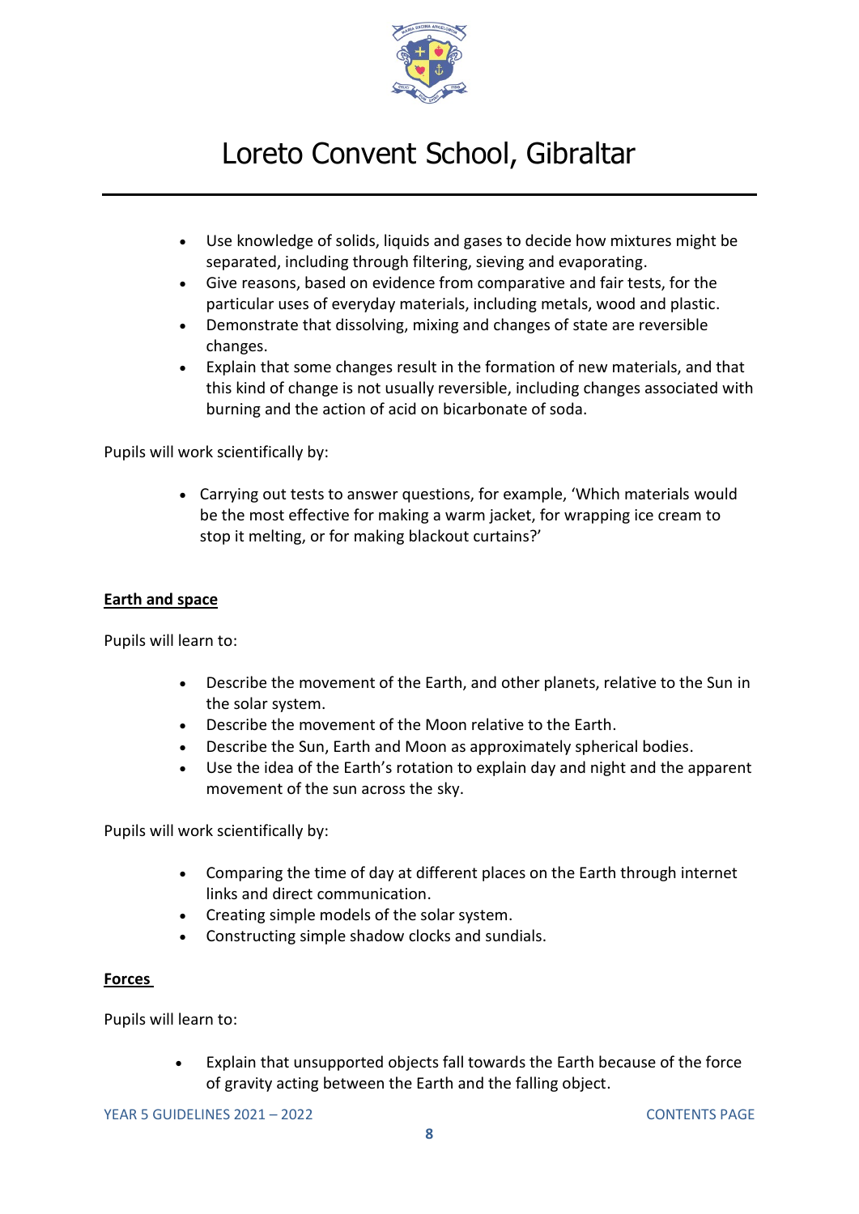- Use knowledge of solids, liquids and gases to decide how mixtures might be separated, including through filtering, sieving and evaporating.
- Give reasons, based on evidence from comparative and fair tests, for the particular uses of everyday materials, including metals, wood and plastic.
- Demonstrate that dissolving, mixing and changes of state are reversible changes.
- Explain that some changes result in the formation of new materials, and that this kind of change is not usually reversible, including changes associated with burning and the action of acid on bicarbonate of soda.

Pupils will work scientifically by:

- Carrying out tests to answer questions, for example, 'Which materials would be the most effective for making a warm jacket, for wrapping ice cream to stop it melting, or for making blackout curtains?'

**Earth and space**

Pupils will learn to:

- Describe the movement of the Earth, and other planets, relative to the Sun in the solar system.
- Describe the movement of the Moon relative to the Earth.
- Describe the Sun, Earth and Moon as approximately spherical bodies.
- Use the idea of the Earth's rotation to explain day and night and the apparent movement of the sun across the sky.

Pupils will work scientifically by:

- Comparing the time of day at different places on the Earth through internet links and direct communication.
- Creating simple models of the solar system.
- Constructing simple shadow clocks and sundials.

**Forces**

Pupils will learn to:

- Explain that unsupported objects fall towards the Earth because of the force of gravity acting between the Earth and the falling object.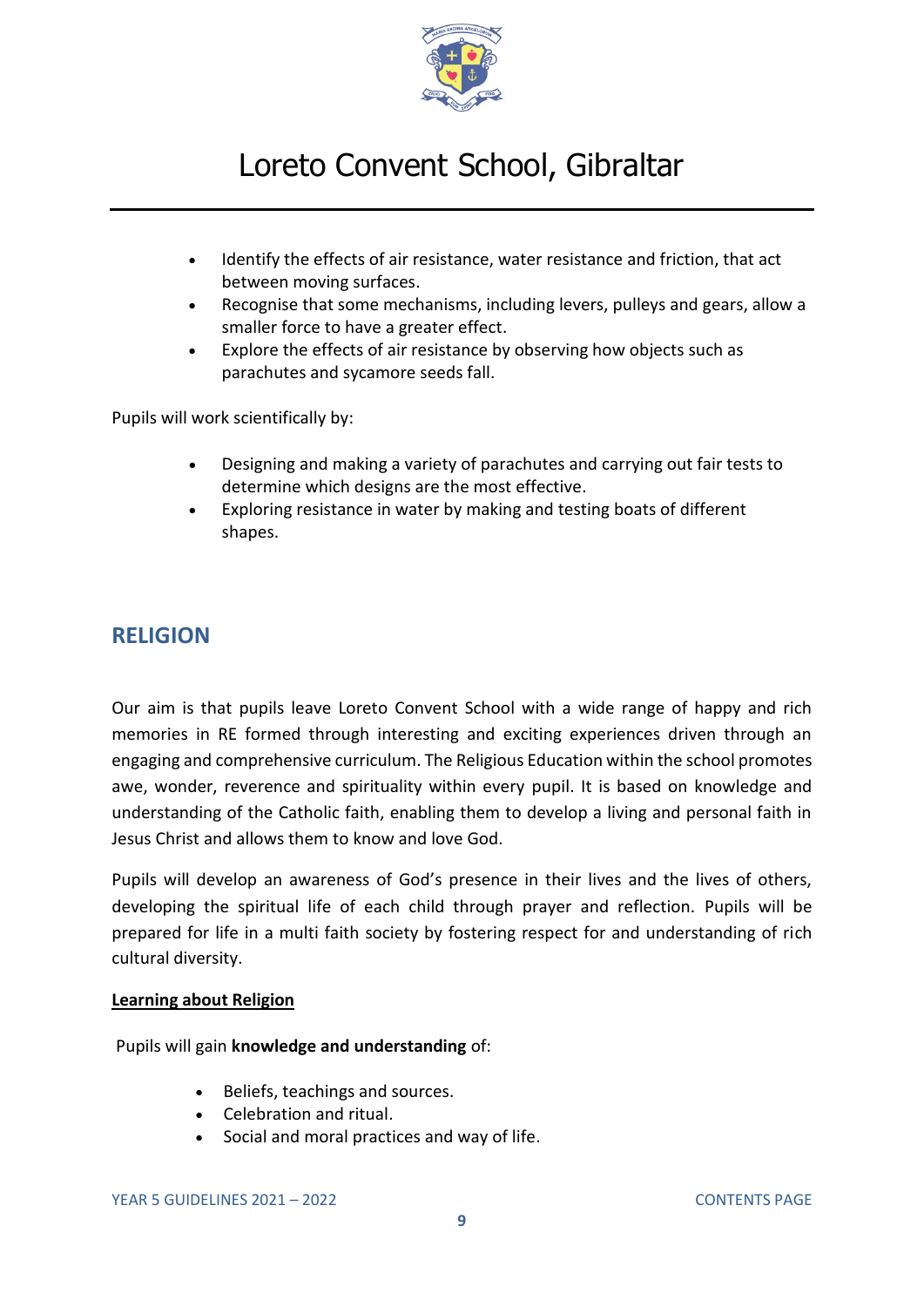- Identify the effects of air resistance, water resistance and friction, that act between moving surfaces.
- Recognise that some mechanisms, including levers, pulleys and gears, allow a smaller force to have a greater effect.
- Explore the effects of air resistance by observing how objects such as parachutes and sycamore seeds fall.

Pupils will work scientifically by:

- Designing and making a variety of parachutes and carrying out fair tests to determine which designs are the most effective.
- Exploring resistance in water by making and testing boats of different shapes.

## RELIGION

Our aim is that pupils leave Loreto Convent School with a wide range of happy and rich memories in RE formed through interesting and exciting experiences driven through an engaging and comprehensive curriculum. The Religious Education within the school promotes awe, wonder, reverence and spirituality within every pupil. It is based on knowledge and understanding of the Catholic faith, enabling them to develop a living and personal faith in Jesus Christ and allows them to know and love God.

Pupils will develop an awareness of God's presence in their lives and the lives of others, developing the spiritual life of each child through prayer and reflection. Pupils will be prepared for life in a multi faith society by fostering respect for and understanding of rich cultural diversity.

**Learning about Religion**

Pupils will gain **knowledge and understanding** of:

- Beliefs, teachings and sources.
- Celebration and ritual.
- Social and moral practices and way of life.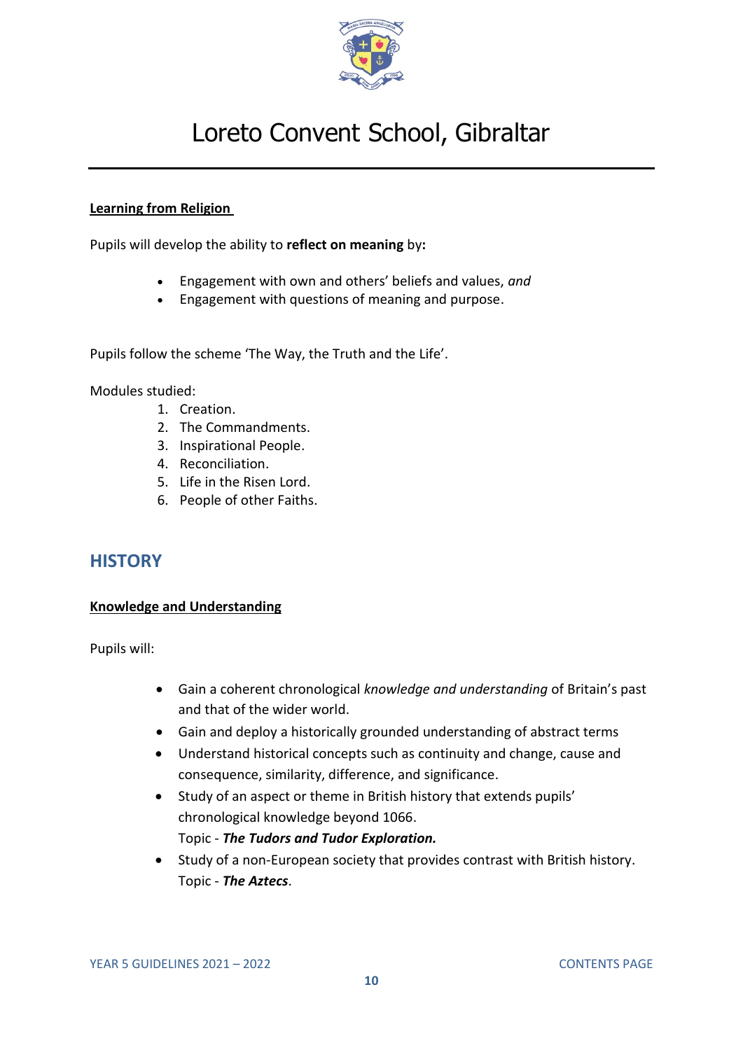**Learning from Religion**

Pupils will develop the ability to **reflect on meaning** by**:**

- Engagement with own and others' beliefs and values, *and*
- Engagement with questions of meaning and purpose.

Pupils follow the scheme 'The Way, the Truth and the Life'.

Modules studied:

1. Creation.
2. The Commandments.
3. Inspirational People.
4. Reconciliation.
5. Life in the Risen Lord.
6. People of other Faiths.

## HISTORY

**Knowledge and Understanding**

Pupils will:

- Gain a coherent chronological *knowledge and understanding* of Britain's past and that of the wider world.
- Gain and deploy a historically grounded understanding of abstract terms
- Understand historical concepts such as continuity and change, cause and consequence, similarity, difference, and significance.
- Study of an aspect or theme in British history that extends pupils' chronological knowledge beyond 1066.
  Topic - ***The Tudors and Tudor Exploration.***
- Study of a non-European society that provides contrast with British history.
  Topic - ***The Aztecs***.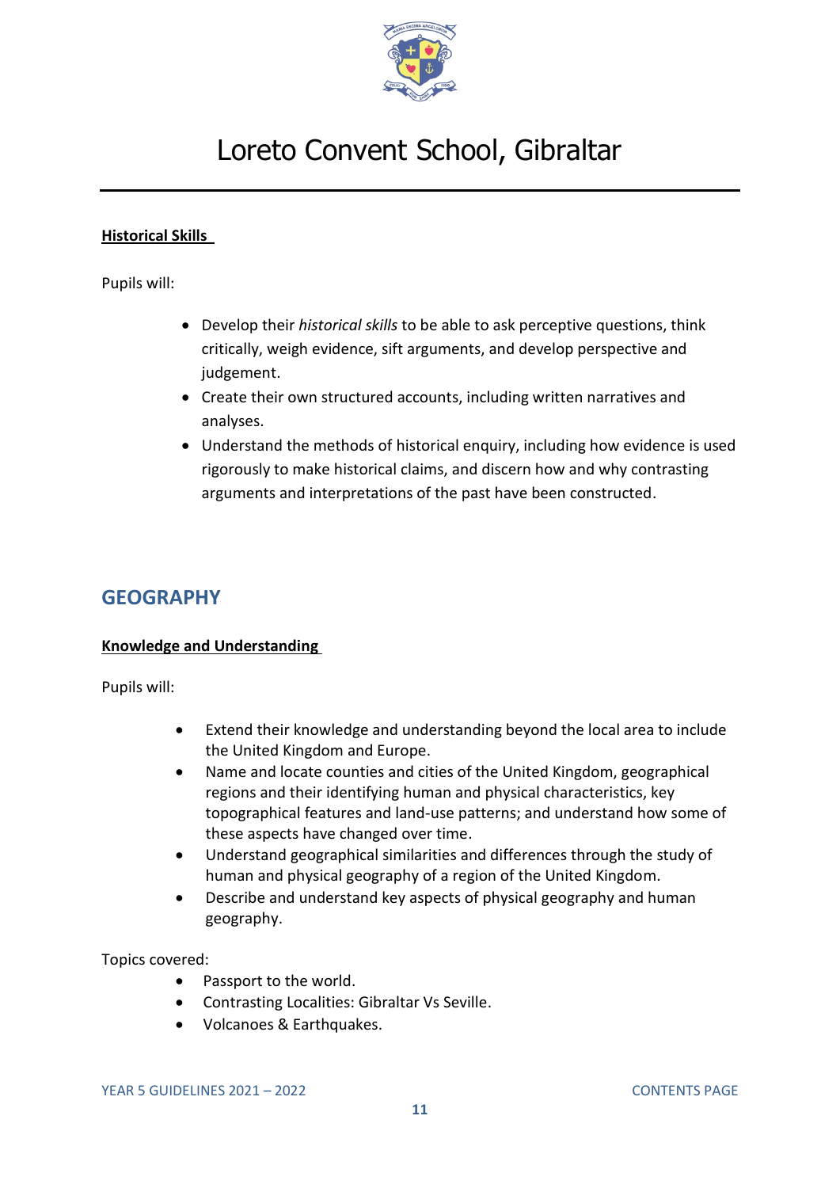**Historical Skills**

Pupils will:

- Develop their *historical skills* to be able to ask perceptive questions, think critically, weigh evidence, sift arguments, and develop perspective and judgement.
- Create their own structured accounts, including written narratives and analyses.
- Understand the methods of historical enquiry, including how evidence is used rigorously to make historical claims, and discern how and why contrasting arguments and interpretations of the past have been constructed.

## GEOGRAPHY

**Knowledge and Understanding**

Pupils will:

- Extend their knowledge and understanding beyond the local area to include the United Kingdom and Europe.
- Name and locate counties and cities of the United Kingdom, geographical regions and their identifying human and physical characteristics, key topographical features and land-use patterns; and understand how some of these aspects have changed over time.
- Understand geographical similarities and differences through the study of human and physical geography of a region of the United Kingdom.
- Describe and understand key aspects of physical geography and human geography.

Topics covered:

- Passport to the world.
- Contrasting Localities: Gibraltar Vs Seville.
- Volcanoes & Earthquakes.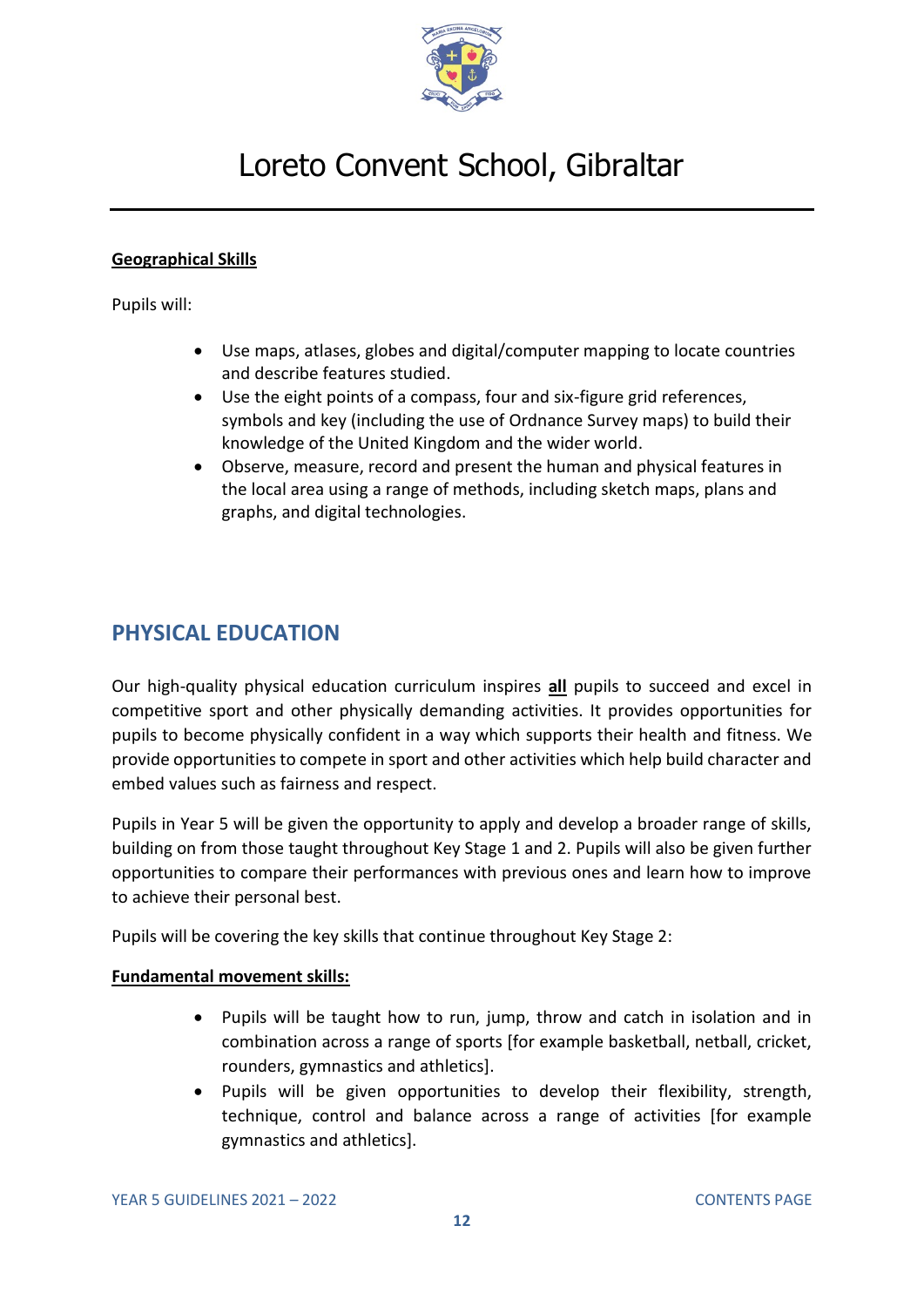**Geographical Skills**

Pupils will:

- Use maps, atlases, globes and digital/computer mapping to locate countries and describe features studied.
- Use the eight points of a compass, four and six-figure grid references, symbols and key (including the use of Ordnance Survey maps) to build their knowledge of the United Kingdom and the wider world.
- Observe, measure, record and present the human and physical features in the local area using a range of methods, including sketch maps, plans and graphs, and digital technologies.

## PHYSICAL EDUCATION

Our high-quality physical education curriculum inspires **all** pupils to succeed and excel in competitive sport and other physically demanding activities. It provides opportunities for pupils to become physically confident in a way which supports their health and fitness. We provide opportunities to compete in sport and other activities which help build character and embed values such as fairness and respect.

Pupils in Year 5 will be given the opportunity to apply and develop a broader range of skills, building on from those taught throughout Key Stage 1 and 2. Pupils will also be given further opportunities to compare their performances with previous ones and learn how to improve to achieve their personal best.

Pupils will be covering the key skills that continue throughout Key Stage 2:

**Fundamental movement skills:**

- Pupils will be taught how to run, jump, throw and catch in isolation and in combination across a range of sports [for example basketball, netball, cricket, rounders, gymnastics and athletics].
- Pupils will be given opportunities to develop their flexibility, strength, technique, control and balance across a range of activities [for example gymnastics and athletics].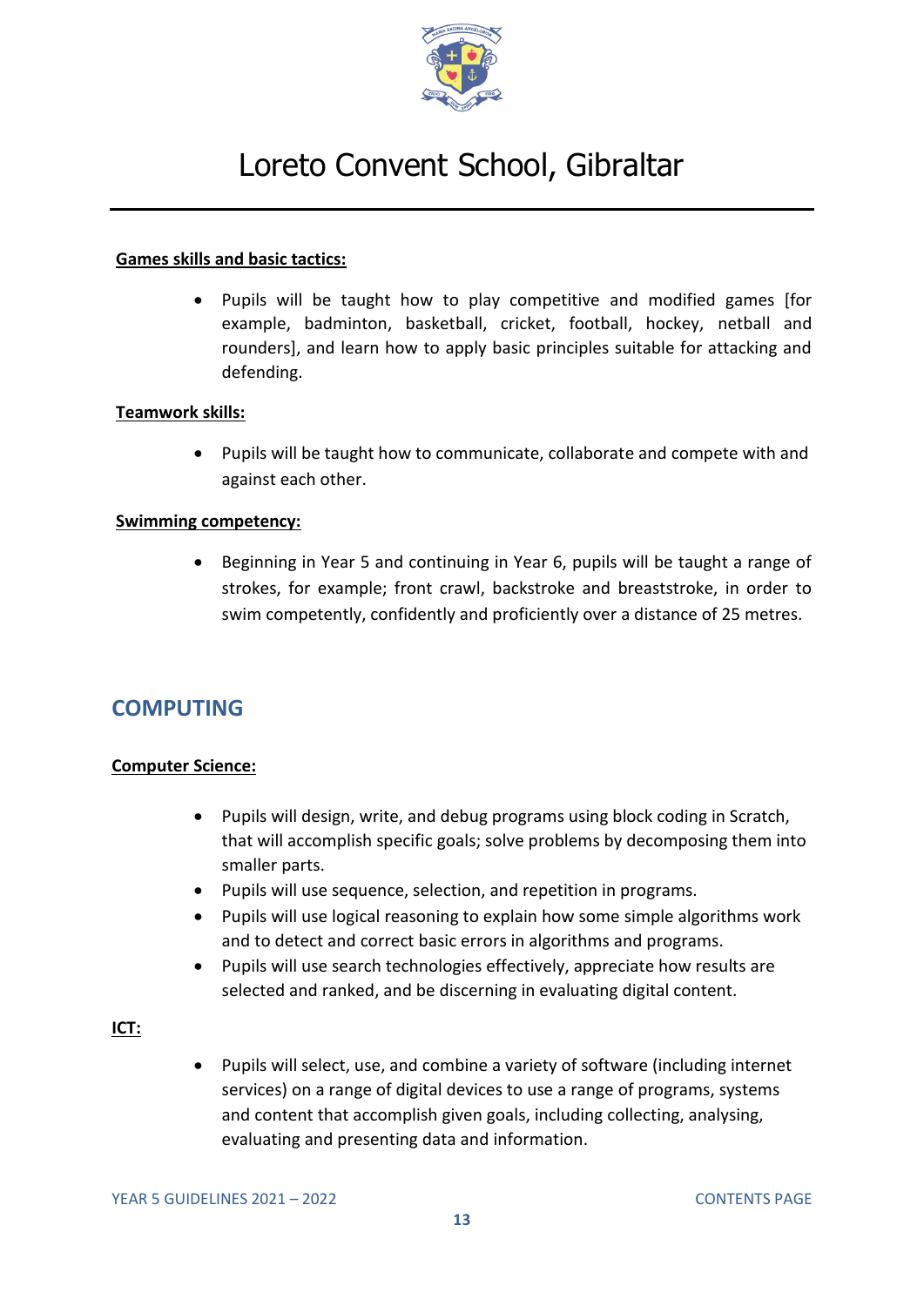**Games skills and basic tactics:**

- Pupils will be taught how to play competitive and modified games [for example, badminton, basketball, cricket, football, hockey, netball and rounders], and learn how to apply basic principles suitable for attacking and defending.

**Teamwork skills:**

- Pupils will be taught how to communicate, collaborate and compete with and against each other.

**Swimming competency:**

- Beginning in Year 5 and continuing in Year 6, pupils will be taught a range of strokes, for example; front crawl, backstroke and breaststroke, in order to swim competently, confidently and proficiently over a distance of 25 metres.

## COMPUTING

**Computer Science:**

- Pupils will design, write, and debug programs using block coding in Scratch, that will accomplish specific goals; solve problems by decomposing them into smaller parts.
- Pupils will use sequence, selection, and repetition in programs.
- Pupils will use logical reasoning to explain how some simple algorithms work and to detect and correct basic errors in algorithms and programs.
- Pupils will use search technologies effectively, appreciate how results are selected and ranked, and be discerning in evaluating digital content.

**ICT:**

- Pupils will select, use, and combine a variety of software (including internet services) on a range of digital devices to use a range of programs, systems and content that accomplish given goals, including collecting, analysing, evaluating and presenting data and information.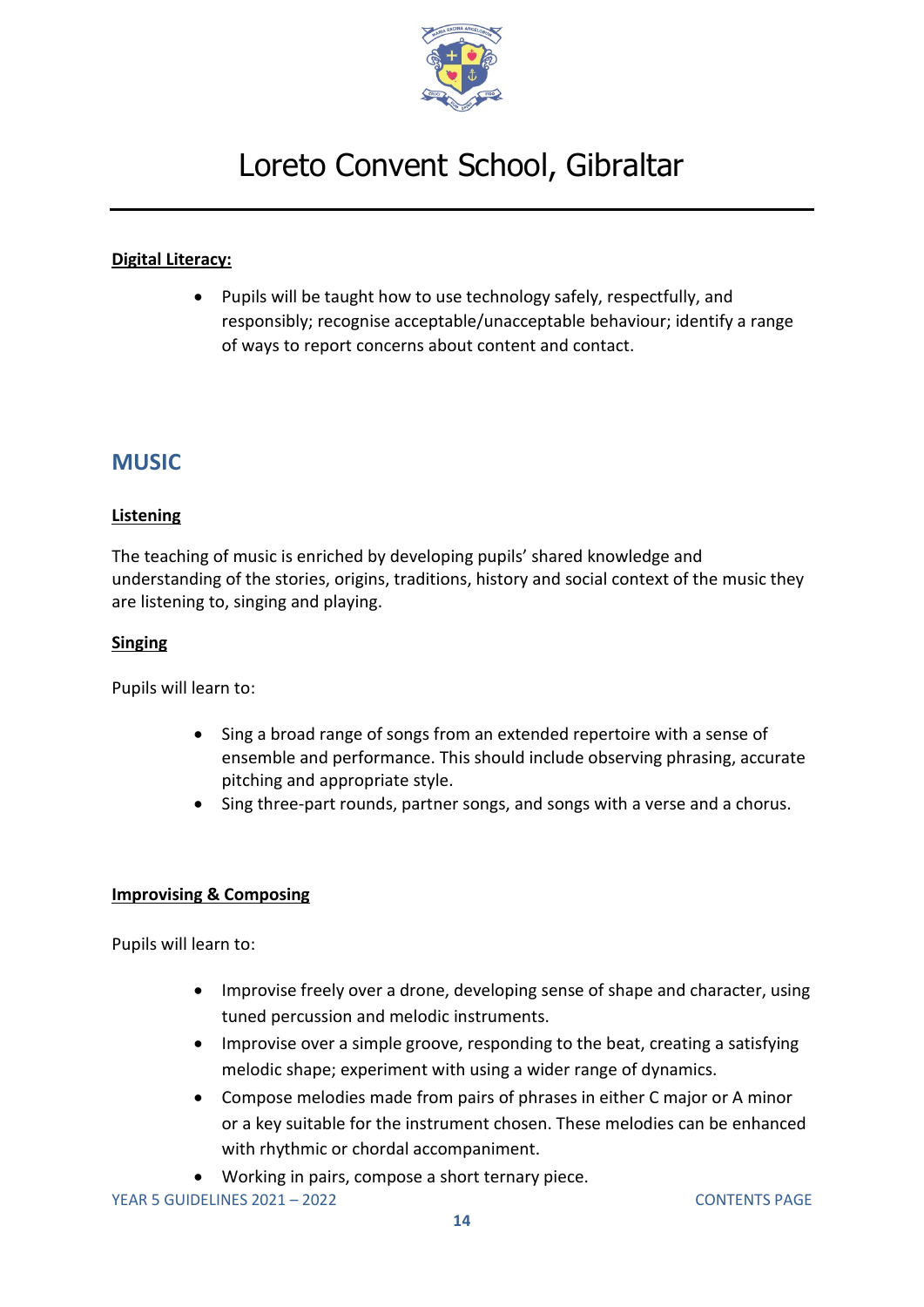**Digital Literacy:**

- Pupils will be taught how to use technology safely, respectfully, and responsibly; recognise acceptable/unacceptable behaviour; identify a range of ways to report concerns about content and contact.

## MUSIC

**Listening**

The teaching of music is enriched by developing pupils' shared knowledge and understanding of the stories, origins, traditions, history and social context of the music they are listening to, singing and playing.

**Singing**

Pupils will learn to:

- Sing a broad range of songs from an extended repertoire with a sense of ensemble and performance. This should include observing phrasing, accurate pitching and appropriate style.
- Sing three-part rounds, partner songs, and songs with a verse and a chorus.

**Improvising & Composing**

Pupils will learn to:

- Improvise freely over a drone, developing sense of shape and character, using tuned percussion and melodic instruments.
- Improvise over a simple groove, responding to the beat, creating a satisfying melodic shape; experiment with using a wider range of dynamics.
- Compose melodies made from pairs of phrases in either C major or A minor or a key suitable for the instrument chosen. These melodies can be enhanced with rhythmic or chordal accompaniment.
- Working in pairs, compose a short ternary piece.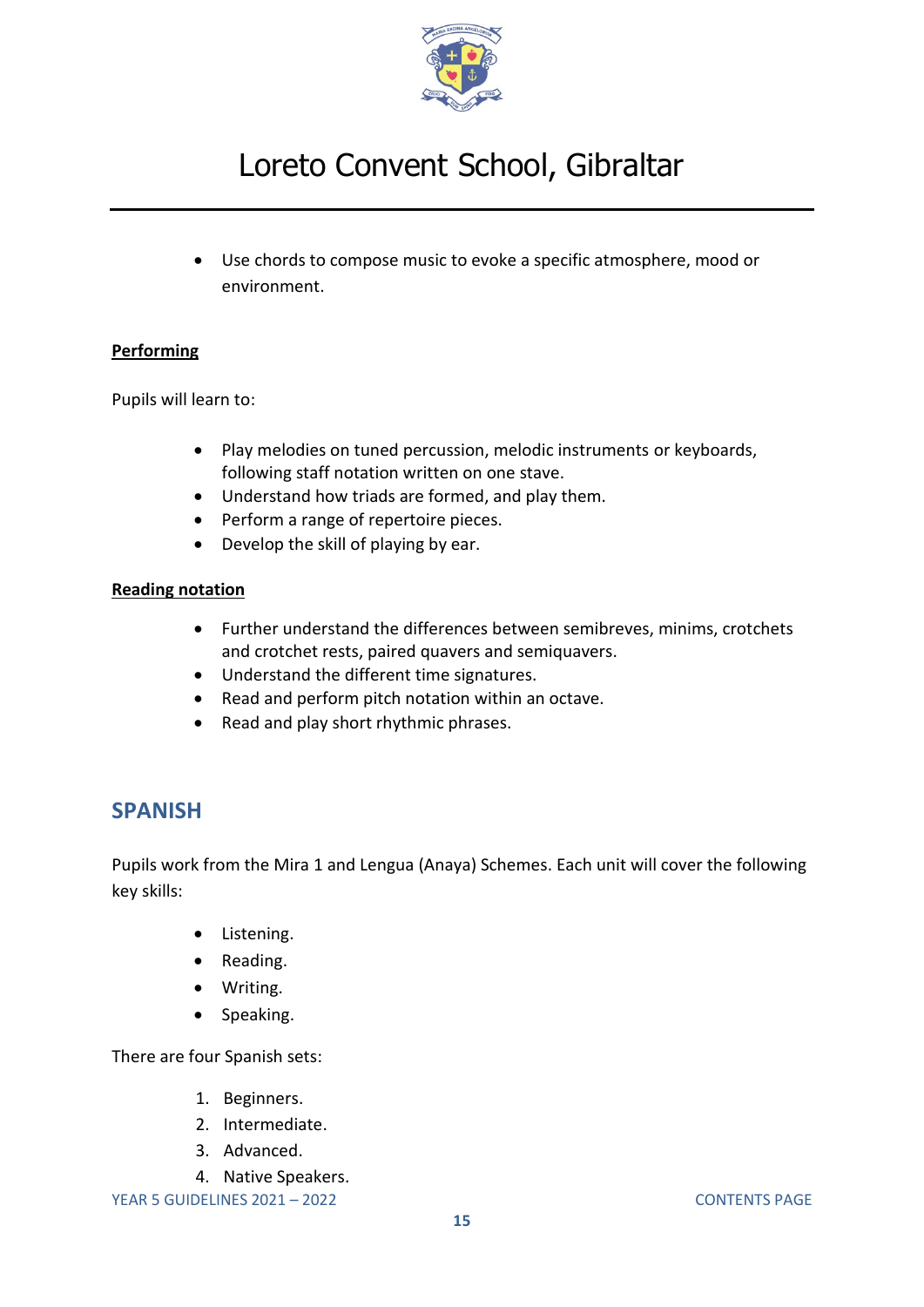- Use chords to compose music to evoke a specific atmosphere, mood or environment.

**Performing**

Pupils will learn to:

- Play melodies on tuned percussion, melodic instruments or keyboards, following staff notation written on one stave.
- Understand how triads are formed, and play them.
- Perform a range of repertoire pieces.
- Develop the skill of playing by ear.

**Reading notation**

- Further understand the differences between semibreves, minims, crotchets and crotchet rests, paired quavers and semiquavers.
- Understand the different time signatures.
- Read and perform pitch notation within an octave.
- Read and play short rhythmic phrases.

## SPANISH

Pupils work from the Mira 1 and Lengua (Anaya) Schemes. Each unit will cover the following key skills:

- Listening.
- Reading.
- Writing.
- Speaking.

There are four Spanish sets:

1. Beginners.
2. Intermediate.
3. Advanced.
4. Native Speakers.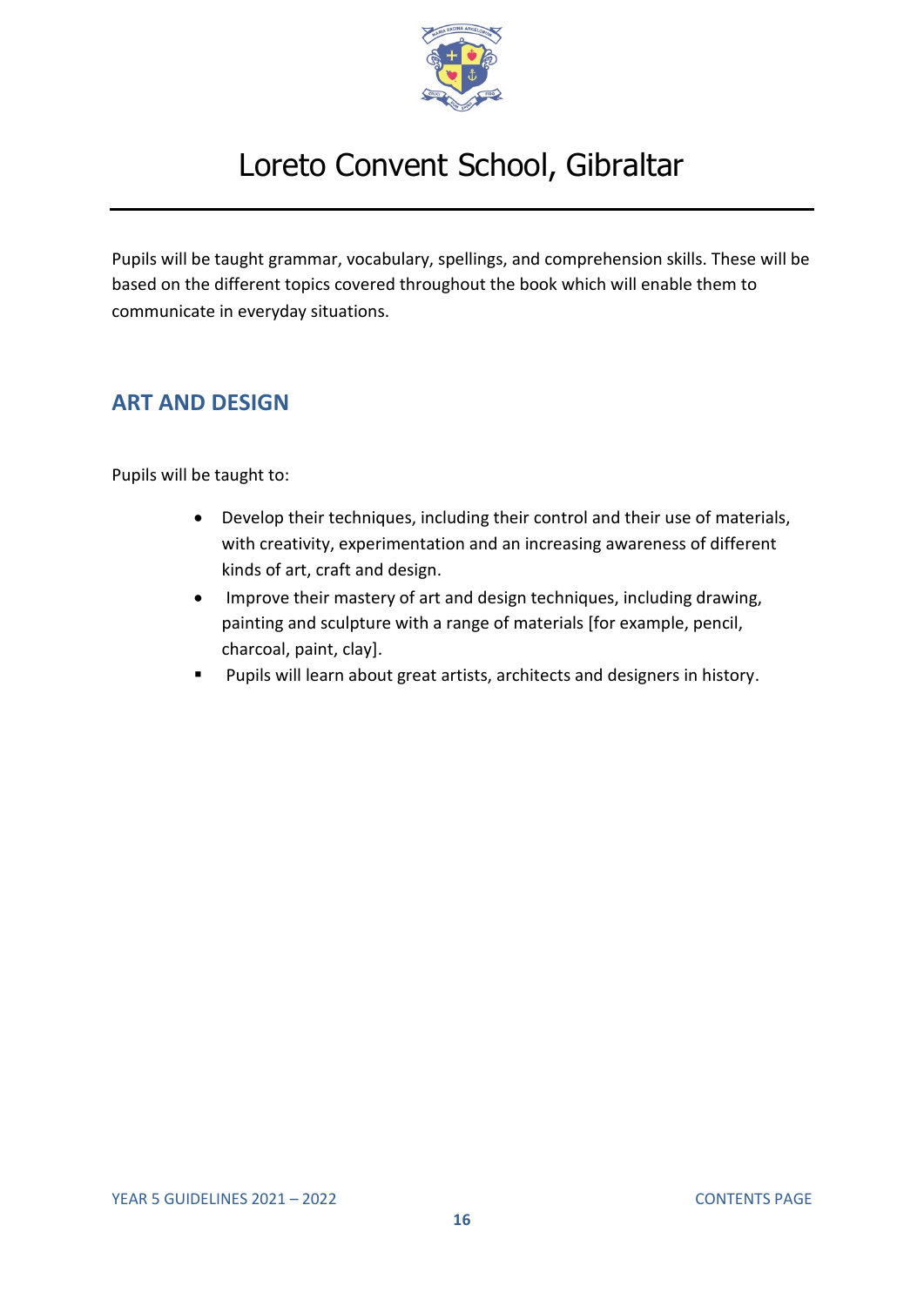Pupils will be taught grammar, vocabulary, spellings, and comprehension skills. These will be based on the different topics covered throughout the book which will enable them to communicate in everyday situations.

## ART AND DESIGN

Pupils will be taught to:

- Develop their techniques, including their control and their use of materials, with creativity, experimentation and an increasing awareness of different kinds of art, craft and design.
- Improve their mastery of art and design techniques, including drawing, painting and sculpture with a range of materials [for example, pencil, charcoal, paint, clay].
- Pupils will learn about great artists, architects and designers in history.